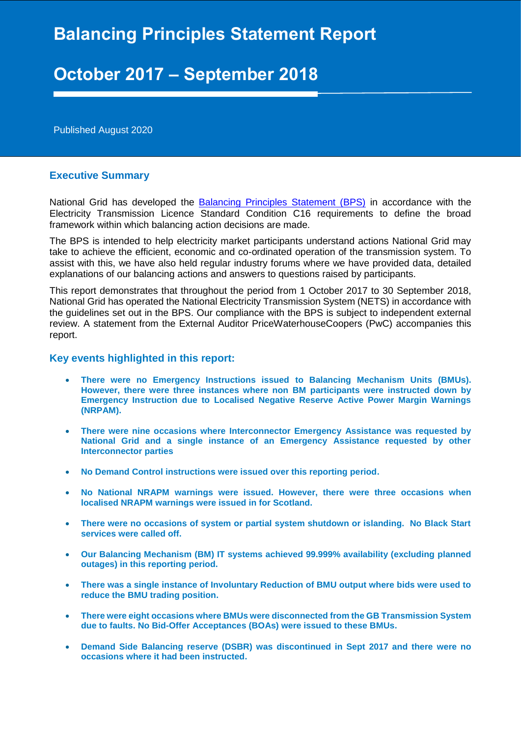# Balancing Principles Statement Report

# October 2017 – September 2018

Published August 2020

## Executive Summary

National Grid has developed the [Balancing Principles Statement (BPS)] in accordance with the Electricity Transmission Licence Standard Condition C16 requirements to define the broad framework within which balancing action decisions are made.

The BPS is intended to help electricity market participants understand actions National Grid may take to achieve the efficient, economic and co-ordinated operation of the transmission system. To assist with this, we have also held regular industry forums where we have provided data, detailed explanations of our balancing actions and answers to questions raised by participants.

This report demonstrates that throughout the period from 1 October 2017 to 30 September 2018, National Grid has operated the National Electricity Transmission System (NETS) in accordance with the guidelines set out in the BPS. Our compliance with the BPS is subject to independent external review. A statement from the External Auditor PriceWaterhouseCoopers (PwC) accompanies this report.

## Key events highlighted in this report:

- **There were no Emergency Instructions issued to Balancing Mechanism Units (BMUs). However, there were three instances where non BM participants were instructed down by Emergency Instruction due to Localised Negative Reserve Active Power Margin Warnings (NRPAM).**
- **There were nine occasions where Interconnector Emergency Assistance was requested by National Grid and a single instance of an Emergency Assistance requested by other Interconnector parties**
- **No Demand Control instructions were issued over this reporting period.**
- **No National NRAPM warnings were issued. However, there were three occasions when localised NRAPM warnings were issued in for Scotland.**
- **There were no occasions of system or partial system shutdown or islanding. No Black Start services were called off.**
- **Our Balancing Mechanism (BM) IT systems achieved 99.999% availability (excluding planned outages) in this reporting period.**
- **There was a single instance of Involuntary Reduction of BMU output where bids were used to reduce the BMU trading position.**
- **There were eight occasions where BMUs were disconnected from the GB Transmission System due to faults. No Bid-Offer Acceptances (BOAs) were issued to these BMUs.**
- **Demand Side Balancing reserve (DSBR) was discontinued in Sept 2017 and there were no occasions where it had been instructed.**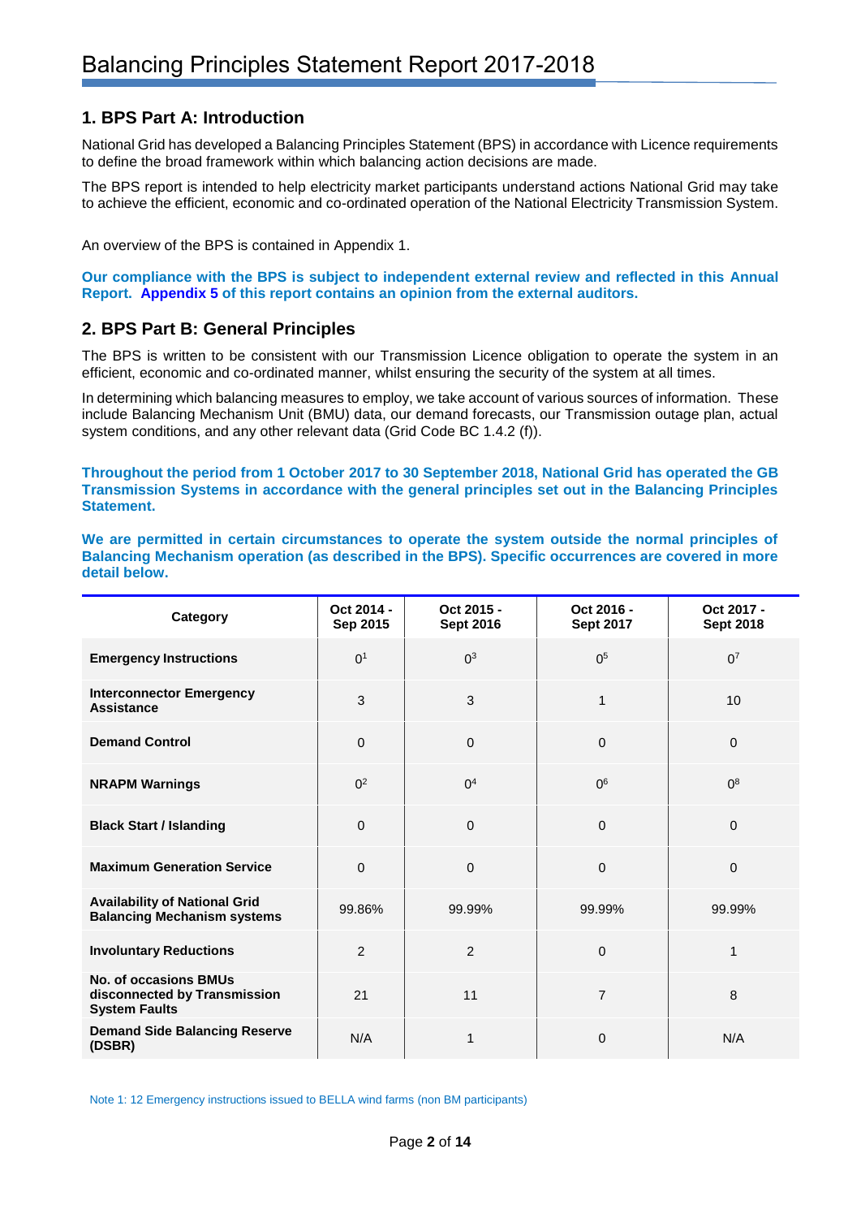# Balancing Principles Statement Report 2017-2018

## 1. BPS Part A: Introduction

National Grid has developed a Balancing Principles Statement (BPS) in accordance with Licence requirements to define the broad framework within which balancing action decisions are made.

The BPS report is intended to help electricity market participants understand actions National Grid may take to achieve the efficient, economic and co-ordinated operation of the National Electricity Transmission System.

An overview of the BPS is contained in Appendix 1.

**Our compliance with the BPS is subject to independent external review and reflected in this Annual Report. Appendix 5 of this report contains an opinion from the external auditors.**

## 2. BPS Part B: General Principles

The BPS is written to be consistent with our Transmission Licence obligation to operate the system in an efficient, economic and co-ordinated manner, whilst ensuring the security of the system at all times.

In determining which balancing measures to employ, we take account of various sources of information. These include Balancing Mechanism Unit (BMU) data, our demand forecasts, our Transmission outage plan, actual system conditions, and any other relevant data (Grid Code BC 1.4.2 (f)).

**Throughout the period from 1 October 2017 to 30 September 2018, National Grid has operated the GB Transmission Systems in accordance with the general principles set out in the Balancing Principles Statement.**

**We are permitted in certain circumstances to operate the system outside the normal principles of Balancing Mechanism operation (as described in the BPS). Specific occurrences are covered in more detail below.**

| Category | Oct 2014 - Sep 2015 | Oct 2015 - Sept 2016 | Oct 2016 - Sept 2017 | Oct 2017 - Sept 2018 |
|---|---|---|---|---|
| **Emergency Instructions** | 0[1] | 0[3] | 0[5] | 0[7] |
| **Interconnector Emergency Assistance** | 3 | 3 | 1 | 10 |
| **Demand Control** | 0 | 0 | 0 | 0 |
| **NRAPM Warnings** | 0[2] | 0[4] | 0[6] | 0[8] |
| **Black Start / Islanding** | 0 | 0 | 0 | 0 |
| **Maximum Generation Service** | 0 | 0 | 0 | 0 |
| **Availability of National Grid Balancing Mechanism systems** | 99.86% | 99.99% | 99.99% | 99.99% |
| **Involuntary Reductions** | 2 | 2 | 0 | 1 |
| **No. of occasions BMUs disconnected by Transmission System Faults** | 21 | 11 | 7 | 8 |
| **Demand Side Balancing Reserve (DSBR)** | N/A | 1 | 0 | N/A |

Note 1: 12 Emergency instructions issued to BELLA wind farms (non BM participants)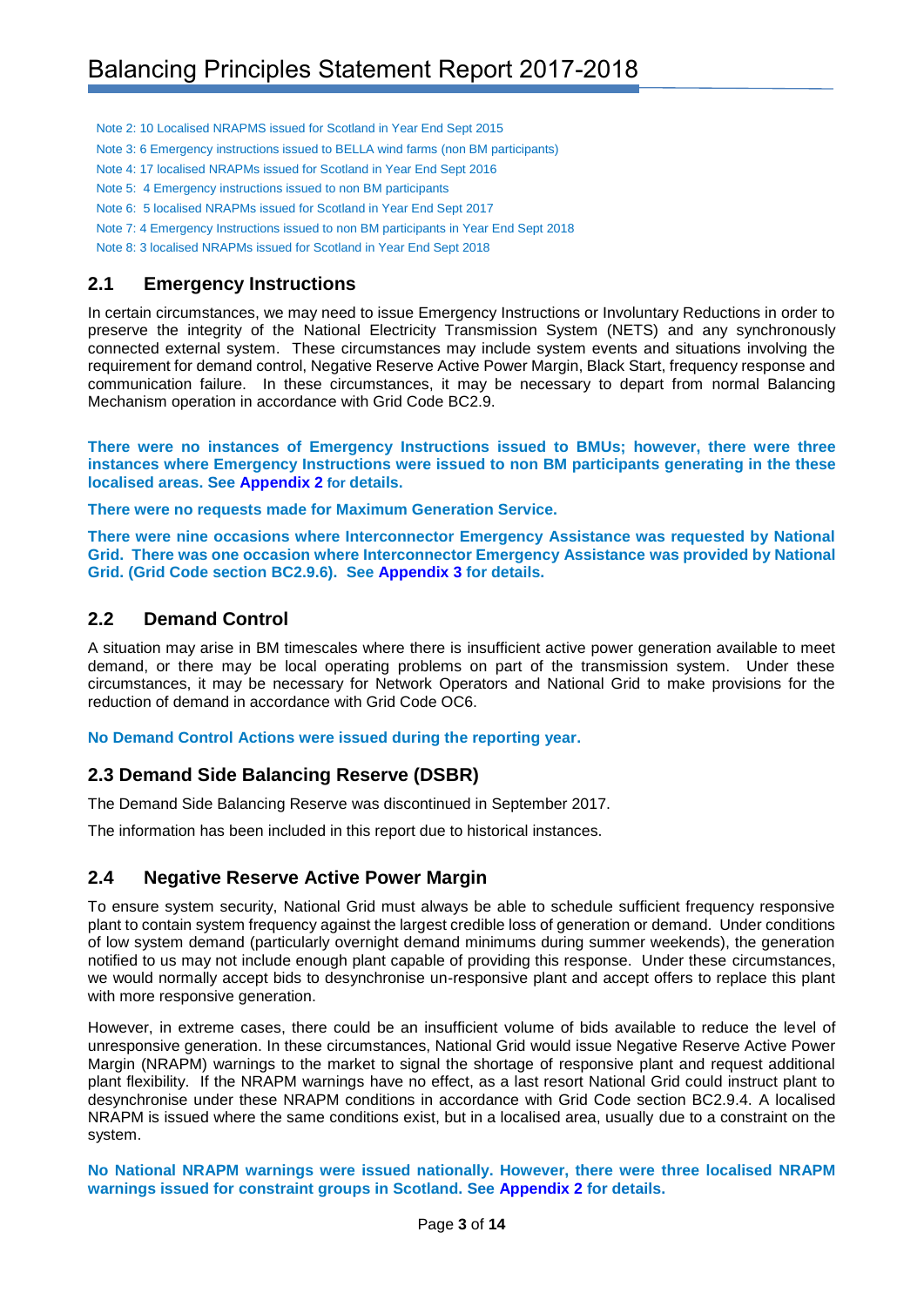Note 2: 10 Localised NRAPMS issued for Scotland in Year End Sept 2015

Note 3: 6 Emergency instructions issued to BELLA wind farms (non BM participants)

Note 4: 17 localised NRAPMs issued for Scotland in Year End Sept 2016

Note 5: 4 Emergency instructions issued to non BM participants

Note 6: 5 localised NRAPMs issued for Scotland in Year End Sept 2017

Note 7: 4 Emergency Instructions issued to non BM participants in Year End Sept 2018

Note 8: 3 localised NRAPMs issued for Scotland in Year End Sept 2018

## 2.1 Emergency Instructions

In certain circumstances, we may need to issue Emergency Instructions or Involuntary Reductions in order to preserve the integrity of the National Electricity Transmission System (NETS) and any synchronously connected external system. These circumstances may include system events and situations involving the requirement for demand control, Negative Reserve Active Power Margin, Black Start, frequency response and communication failure. In these circumstances, it may be necessary to depart from normal Balancing Mechanism operation in accordance with Grid Code BC2.9.

**There were no instances of Emergency Instructions issued to BMUs; however, there were three instances where Emergency Instructions were issued to non BM participants generating in the these localised areas. See Appendix 2 for details.**

**There were no requests made for Maximum Generation Service.**

**There were nine occasions where Interconnector Emergency Assistance was requested by National Grid. There was one occasion where Interconnector Emergency Assistance was provided by National Grid. (Grid Code section BC2.9.6). See Appendix 3 for details.**

## 2.2 Demand Control

A situation may arise in BM timescales where there is insufficient active power generation available to meet demand, or there may be local operating problems on part of the transmission system. Under these circumstances, it may be necessary for Network Operators and National Grid to make provisions for the reduction of demand in accordance with Grid Code OC6.

**No Demand Control Actions were issued during the reporting year.**

## 2.3 Demand Side Balancing Reserve (DSBR)

The Demand Side Balancing Reserve was discontinued in September 2017.

The information has been included in this report due to historical instances.

## 2.4 Negative Reserve Active Power Margin

To ensure system security, National Grid must always be able to schedule sufficient frequency responsive plant to contain system frequency against the largest credible loss of generation or demand. Under conditions of low system demand (particularly overnight demand minimums during summer weekends), the generation notified to us may not include enough plant capable of providing this response. Under these circumstances, we would normally accept bids to desynchronise un-responsive plant and accept offers to replace this plant with more responsive generation.

However, in extreme cases, there could be an insufficient volume of bids available to reduce the level of unresponsive generation. In these circumstances, National Grid would issue Negative Reserve Active Power Margin (NRAPM) warnings to the market to signal the shortage of responsive plant and request additional plant flexibility. If the NRAPM warnings have no effect, as a last resort National Grid could instruct plant to desynchronise under these NRAPM conditions in accordance with Grid Code section BC2.9.4. A localised NRAPM is issued where the same conditions exist, but in a localised area, usually due to a constraint on the system.

**No National NRAPM warnings were issued nationally. However, there were three localised NRAPM warnings issued for constraint groups in Scotland. See Appendix 2 for details.**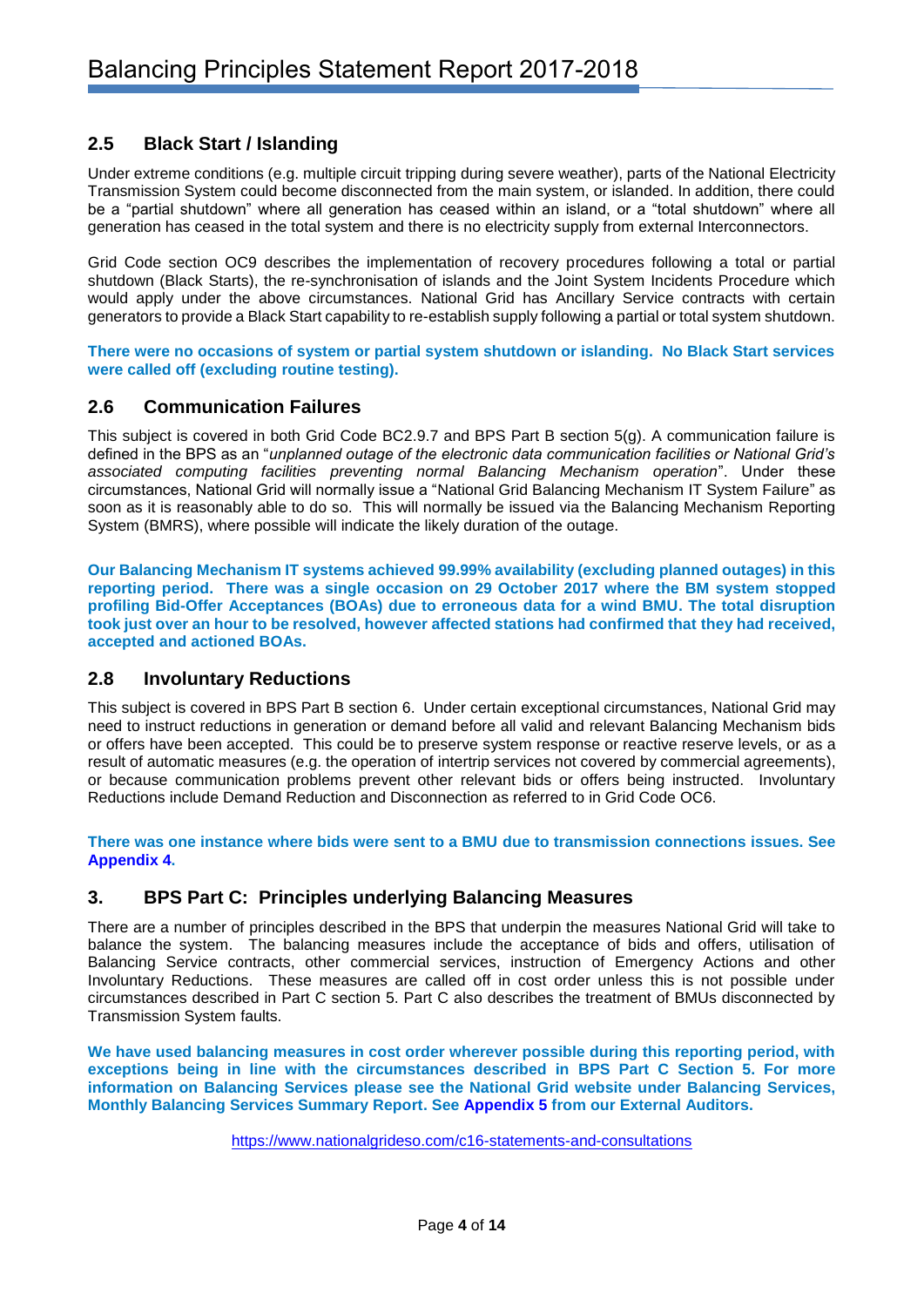## 2.5 Black Start / Islanding

Under extreme conditions (e.g. multiple circuit tripping during severe weather), parts of the National Electricity Transmission System could become disconnected from the main system, or islanded. In addition, there could be a "partial shutdown" where all generation has ceased within an island, or a "total shutdown" where all generation has ceased in the total system and there is no electricity supply from external Interconnectors.

Grid Code section OC9 describes the implementation of recovery procedures following a total or partial shutdown (Black Starts), the re-synchronisation of islands and the Joint System Incidents Procedure which would apply under the above circumstances. National Grid has Ancillary Service contracts with certain generators to provide a Black Start capability to re-establish supply following a partial or total system shutdown.

**There were no occasions of system or partial system shutdown or islanding. No Black Start services were called off (excluding routine testing).**

## 2.6 Communication Failures

This subject is covered in both Grid Code BC2.9.7 and BPS Part B section 5(g). A communication failure is defined in the BPS as an "*unplanned outage of the electronic data communication facilities or National Grid's associated computing facilities preventing normal Balancing Mechanism operation*". Under these circumstances, National Grid will normally issue a "National Grid Balancing Mechanism IT System Failure" as soon as it is reasonably able to do so. This will normally be issued via the Balancing Mechanism Reporting System (BMRS), where possible will indicate the likely duration of the outage.

**Our Balancing Mechanism IT systems achieved 99.99% availability (excluding planned outages) in this reporting period. There was a single occasion on 29 October 2017 where the BM system stopped profiling Bid-Offer Acceptances (BOAs) due to erroneous data for a wind BMU. The total disruption took just over an hour to be resolved, however affected stations had confirmed that they had received, accepted and actioned BOAs.**

## 2.8 Involuntary Reductions

This subject is covered in BPS Part B section 6. Under certain exceptional circumstances, National Grid may need to instruct reductions in generation or demand before all valid and relevant Balancing Mechanism bids or offers have been accepted. This could be to preserve system response or reactive reserve levels, or as a result of automatic measures (e.g. the operation of intertrip services not covered by commercial agreements), or because communication problems prevent other relevant bids or offers being instructed. Involuntary Reductions include Demand Reduction and Disconnection as referred to in Grid Code OC6.

**There was one instance where bids were sent to a BMU due to transmission connections issues. See Appendix 4.**

# 3. BPS Part C: Principles underlying Balancing Measures

There are a number of principles described in the BPS that underpin the measures National Grid will take to balance the system. The balancing measures include the acceptance of bids and offers, utilisation of Balancing Service contracts, other commercial services, instruction of Emergency Actions and other Involuntary Reductions. These measures are called off in cost order unless this is not possible under circumstances described in Part C section 5. Part C also describes the treatment of BMUs disconnected by Transmission System faults.

**We have used balancing measures in cost order wherever possible during this reporting period, with exceptions being in line with the circumstances described in BPS Part C Section 5. For more information on Balancing Services please see the National Grid website under Balancing Services, Monthly Balancing Services Summary Report. See Appendix 5 from our External Auditors.**

https://www.nationalgrideso.com/c16-statements-and-consultations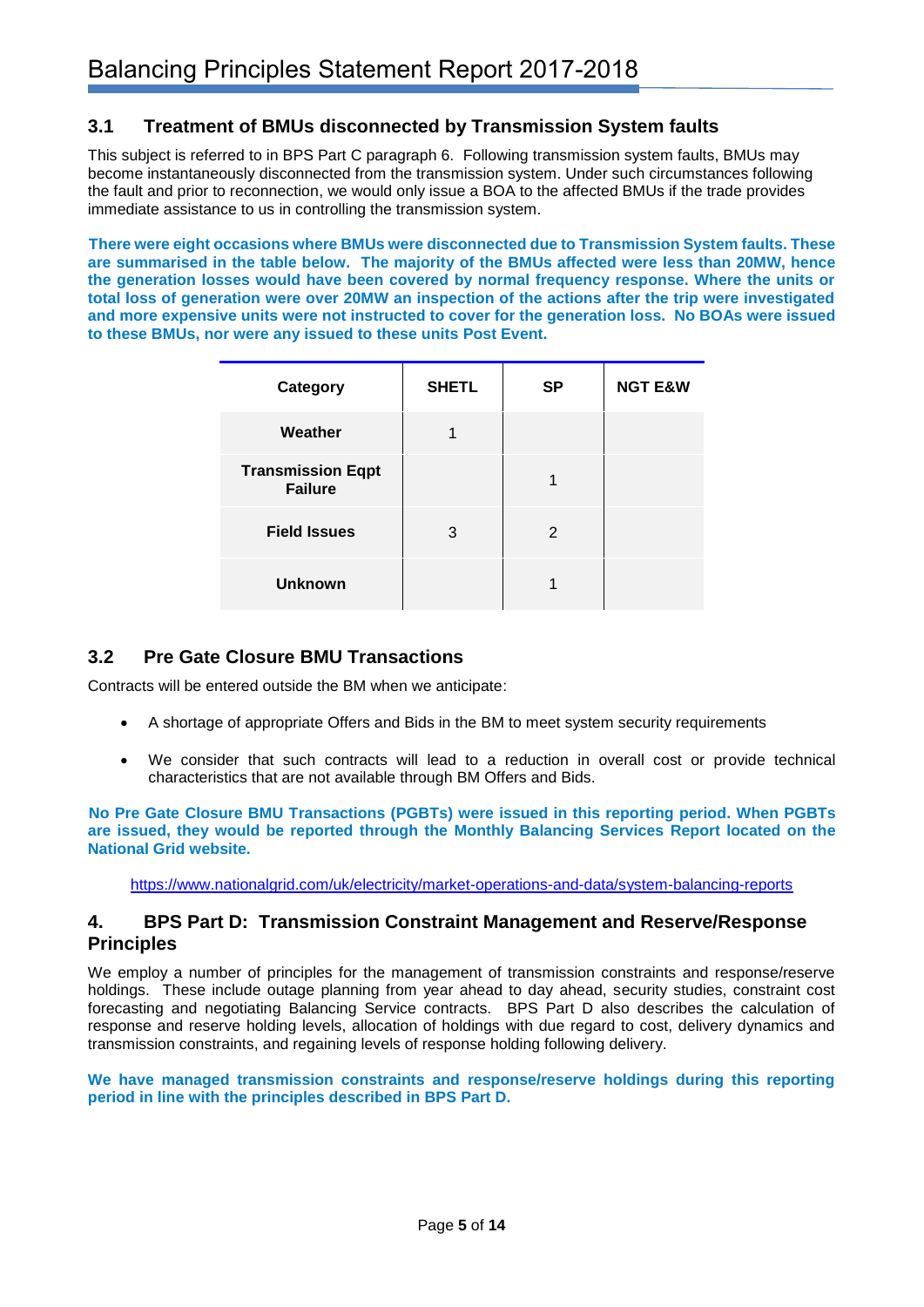### 3.1 Treatment of BMUs disconnected by Transmission System faults

This subject is referred to in BPS Part C paragraph 6. Following transmission system faults, BMUs may become instantaneously disconnected from the transmission system. Under such circumstances following the fault and prior to reconnection, we would only issue a BOA to the affected BMUs if the trade provides immediate assistance to us in controlling the transmission system.

**There were eight occasions where BMUs were disconnected due to Transmission System faults. These are summarised in the table below. The majority of the BMUs affected were less than 20MW, hence the generation losses would have been covered by normal frequency response. Where the units or total loss of generation were over 20MW an inspection of the actions after the trip were investigated and more expensive units were not instructed to cover for the generation loss. No BOAs were issued to these BMUs, nor were any issued to these units Post Event.**

| Category | SHETL | SP | NGT E&W |
|---|---|---|---|
| Weather | 1 | | |
| Transmission Eqpt Failure | | 1 | |
| Field Issues | 3 | 2 | |
| Unknown | | 1 | |

### 3.2 Pre Gate Closure BMU Transactions

Contracts will be entered outside the BM when we anticipate:

- A shortage of appropriate Offers and Bids in the BM to meet system security requirements
- We consider that such contracts will lead to a reduction in overall cost or provide technical characteristics that are not available through BM Offers and Bids.

**No Pre Gate Closure BMU Transactions (PGBTs) were issued in this reporting period. When PGBTs are issued, they would be reported through the Monthly Balancing Services Report located on the National Grid website.**

https://www.nationalgrid.com/uk/electricity/market-operations-and-data/system-balancing-reports

## 4. BPS Part D: Transmission Constraint Management and Reserve/Response Principles

We employ a number of principles for the management of transmission constraints and response/reserve holdings. These include outage planning from year ahead to day ahead, security studies, constraint cost forecasting and negotiating Balancing Service contracts. BPS Part D also describes the calculation of response and reserve holding levels, allocation of holdings with due regard to cost, delivery dynamics and transmission constraints, and regaining levels of response holding following delivery.

**We have managed transmission constraints and response/reserve holdings during this reporting period in line with the principles described in BPS Part D.**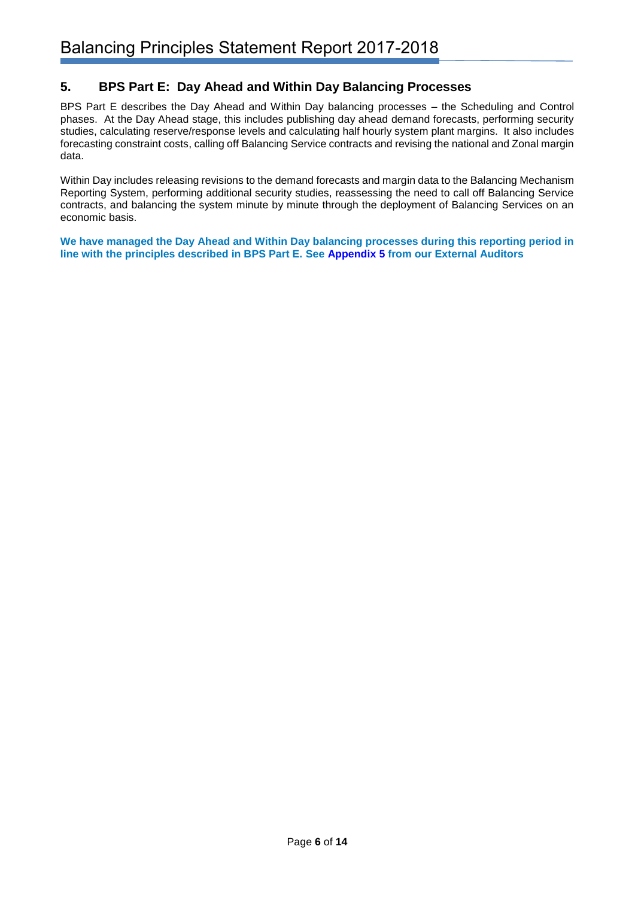## 5. BPS Part E: Day Ahead and Within Day Balancing Processes

BPS Part E describes the Day Ahead and Within Day balancing processes – the Scheduling and Control phases. At the Day Ahead stage, this includes publishing day ahead demand forecasts, performing security studies, calculating reserve/response levels and calculating half hourly system plant margins. It also includes forecasting constraint costs, calling off Balancing Service contracts and revising the national and Zonal margin data.

Within Day includes releasing revisions to the demand forecasts and margin data to the Balancing Mechanism Reporting System, performing additional security studies, reassessing the need to call off Balancing Service contracts, and balancing the system minute by minute through the deployment of Balancing Services on an economic basis.

**We have managed the Day Ahead and Within Day balancing processes during this reporting period in line with the principles described in BPS Part E. See Appendix 5 from our External Auditors**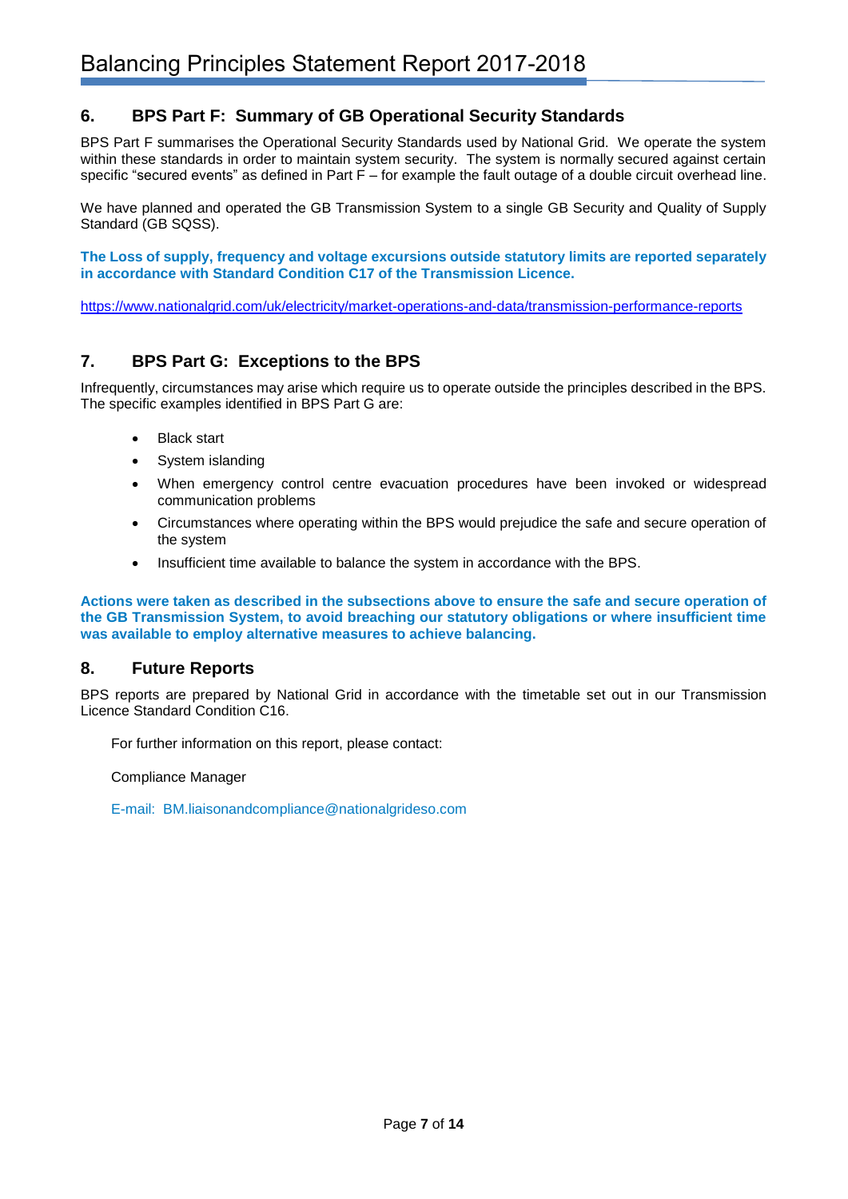## 6. BPS Part F: Summary of GB Operational Security Standards

BPS Part F summarises the Operational Security Standards used by National Grid. We operate the system within these standards in order to maintain system security. The system is normally secured against certain specific “secured events” as defined in Part F – for example the fault outage of a double circuit overhead line.

We have planned and operated the GB Transmission System to a single GB Security and Quality of Supply Standard (GB SQSS).

**The Loss of supply, frequency and voltage excursions outside statutory limits are reported separately in accordance with Standard Condition C17 of the Transmission Licence.**

https://www.nationalgrid.com/uk/electricity/market-operations-and-data/transmission-performance-reports

## 7. BPS Part G: Exceptions to the BPS

Infrequently, circumstances may arise which require us to operate outside the principles described in the BPS. The specific examples identified in BPS Part G are:

- Black start
- System islanding
- When emergency control centre evacuation procedures have been invoked or widespread communication problems
- Circumstances where operating within the BPS would prejudice the safe and secure operation of the system
- Insufficient time available to balance the system in accordance with the BPS.

**Actions were taken as described in the subsections above to ensure the safe and secure operation of the GB Transmission System, to avoid breaching our statutory obligations or where insufficient time was available to employ alternative measures to achieve balancing.**

## 8. Future Reports

BPS reports are prepared by National Grid in accordance with the timetable set out in our Transmission Licence Standard Condition C16.

For further information on this report, please contact:

Compliance Manager

E-mail: BM.liaisonandcompliance@nationalgrideso.com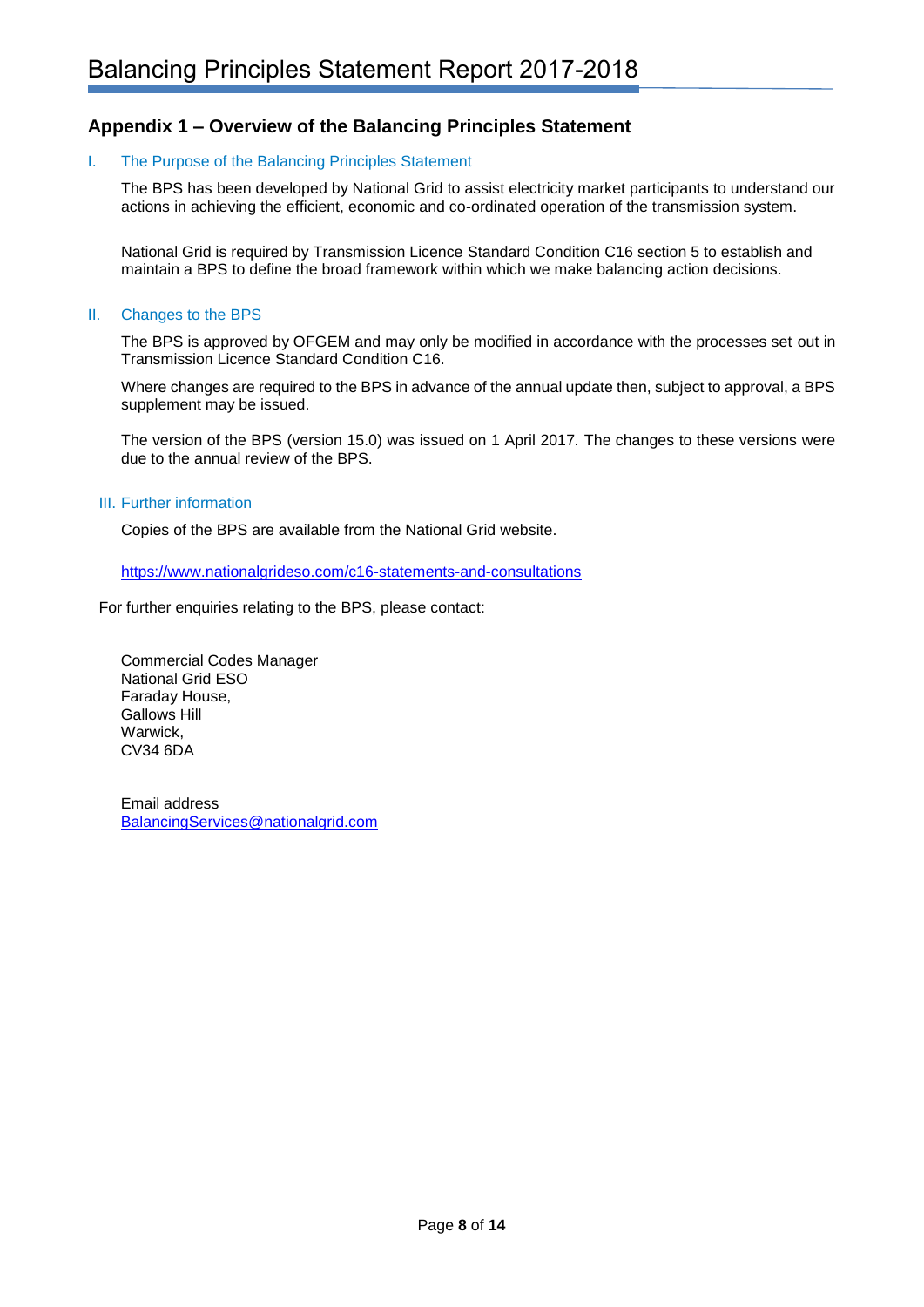## Appendix 1 – Overview of the Balancing Principles Statement

### I. The Purpose of the Balancing Principles Statement

The BPS has been developed by National Grid to assist electricity market participants to understand our actions in achieving the efficient, economic and co-ordinated operation of the transmission system.

National Grid is required by Transmission Licence Standard Condition C16 section 5 to establish and maintain a BPS to define the broad framework within which we make balancing action decisions.

### II. Changes to the BPS

The BPS is approved by OFGEM and may only be modified in accordance with the processes set out in Transmission Licence Standard Condition C16.

Where changes are required to the BPS in advance of the annual update then, subject to approval, a BPS supplement may be issued.

The version of the BPS (version 15.0) was issued on 1 April 2017. The changes to these versions were due to the annual review of the BPS.

### III. Further information

Copies of the BPS are available from the National Grid website.

https://www.nationalgrideso.com/c16-statements-and-consultations

For further enquiries relating to the BPS, please contact:

Commercial Codes Manager
National Grid ESO
Faraday House,
Gallows Hill
Warwick,
CV34 6DA

Email address
BalancingServices@nationalgrid.com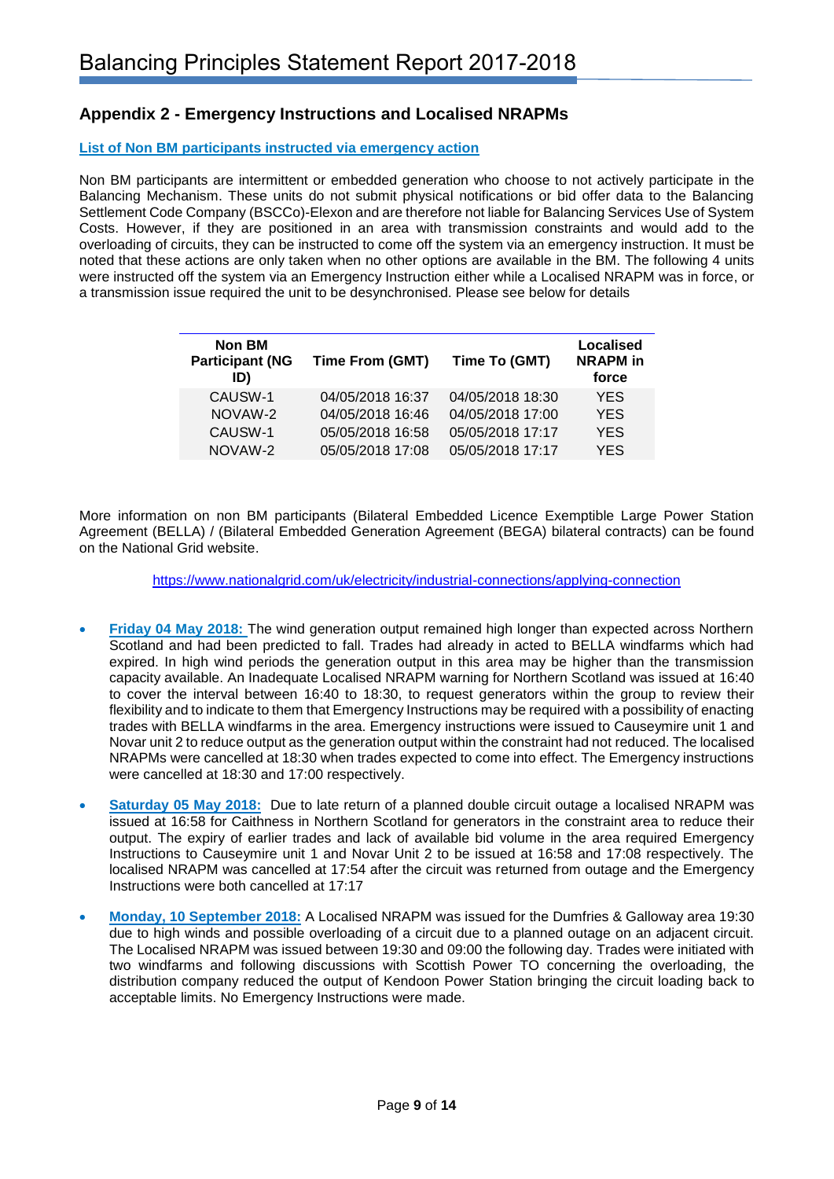## Appendix 2 - Emergency Instructions and Localised NRAPMs

**List of Non BM participants instructed via emergency action**

Non BM participants are intermittent or embedded generation who choose to not actively participate in the Balancing Mechanism. These units do not submit physical notifications or bid offer data to the Balancing Settlement Code Company (BSCCo)-Elexon and are therefore not liable for Balancing Services Use of System Costs. However, if they are positioned in an area with transmission constraints and would add to the overloading of circuits, they can be instructed to come off the system via an emergency instruction. It must be noted that these actions are only taken when no other options are available in the BM. The following 4 units were instructed off the system via an Emergency Instruction either while a Localised NRAPM was in force, or a transmission issue required the unit to be desynchronised. Please see below for details

| Non BM Participant (NG ID) | Time From (GMT) | Time To (GMT) | Localised NRAPM in force |
|---|---|---|---|
| CAUSW-1 | 04/05/2018 16:37 | 04/05/2018 18:30 | YES |
| NOVAW-2 | 04/05/2018 16:46 | 04/05/2018 17:00 | YES |
| CAUSW-1 | 05/05/2018 16:58 | 05/05/2018 17:17 | YES |
| NOVAW-2 | 05/05/2018 17:08 | 05/05/2018 17:17 | YES |

More information on non BM participants (Bilateral Embedded Licence Exemptible Large Power Station Agreement (BELLA) / (Bilateral Embedded Generation Agreement (BEGA) bilateral contracts) can be found on the National Grid website.

https://www.nationalgrid.com/uk/electricity/industrial-connections/applying-connection

- **Friday 04 May 2018:** The wind generation output remained high longer than expected across Northern Scotland and had been predicted to fall. Trades had already in acted to BELLA windfarms which had expired. In high wind periods the generation output in this area may be higher than the transmission capacity available. An Inadequate Localised NRAPM warning for Northern Scotland was issued at 16:40 to cover the interval between 16:40 to 18:30, to request generators within the group to review their flexibility and to indicate to them that Emergency Instructions may be required with a possibility of enacting trades with BELLA windfarms in the area. Emergency instructions were issued to Causeymire unit 1 and Novar unit 2 to reduce output as the generation output within the constraint had not reduced. The localised NRAPMs were cancelled at 18:30 when trades expected to come into effect. The Emergency instructions were cancelled at 18:30 and 17:00 respectively.
- **Saturday 05 May 2018:** Due to late return of a planned double circuit outage a localised NRAPM was issued at 16:58 for Caithness in Northern Scotland for generators in the constraint area to reduce their output. The expiry of earlier trades and lack of available bid volume in the area required Emergency Instructions to Causeymire unit 1 and Novar Unit 2 to be issued at 16:58 and 17:08 respectively. The localised NRAPM was cancelled at 17:54 after the circuit was returned from outage and the Emergency Instructions were both cancelled at 17:17
- **Monday, 10 September 2018:** A Localised NRAPM was issued for the Dumfries & Galloway area 19:30 due to high winds and possible overloading of a circuit due to a planned outage on an adjacent circuit. The Localised NRAPM was issued between 19:30 and 09:00 the following day. Trades were initiated with two windfarms and following discussions with Scottish Power TO concerning the overloading, the distribution company reduced the output of Kendoon Power Station bringing the circuit loading back to acceptable limits. No Emergency Instructions were made.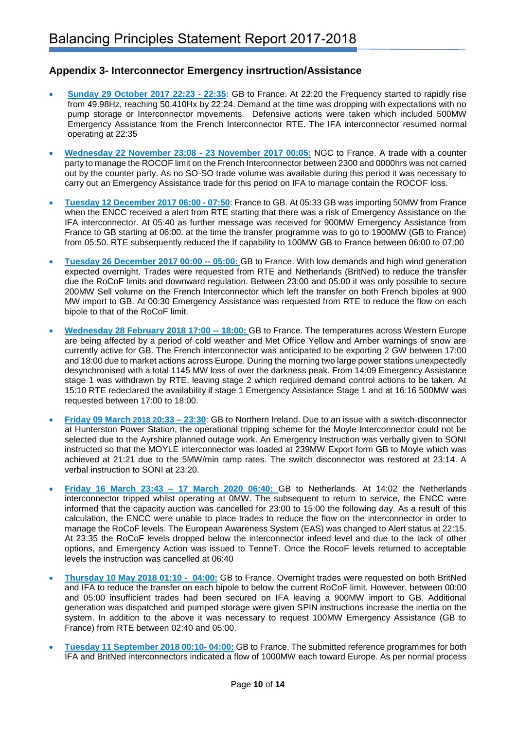## Appendix 3- Interconnector Emergency insrtruction/Assistance

- **Sunday 29 October 2017 22:23 - 22:35:** GB to France. At 22:20 the Frequency started to rapidly rise from 49.98Hz, reaching 50.410Hx by 22:24. Demand at the time was dropping with expectations with no pump storage or Interconnector movements. Defensive actions were taken which included 500MW Emergency Assistance from the French Interconnector RTE. The IFA interconnector resumed normal operating at 22:35

- **Wednesday 22 November 23:08 - 23 November 2017 00:05:** NGC to France. A trade with a counter party to manage the ROCOF limit on the French Interconnector between 2300 and 0000hrs was not carried out by the counter party. As no SO-SO trade volume was available during this period it was necessary to carry out an Emergency Assistance trade for this period on IFA to manage contain the ROCOF loss.

- **Tuesday 12 December 2017 06:00 - 07:50**: France to GB. At 05:33 GB was importing 50MW from France when the ENCC received a alert from RTE starting that there was a risk of Emergency Assistance on the IFA interconnector. At 05:40 as further message was received for 900MW Emergency Assistance from France to GB starting at 06:00. at the time the transfer programme was to go to 1900MW (GB to France) from 05:50. RTE subsequently reduced the If capability to 100MW GB to France between 06:00 to 07:00

- **Tuesday 26 December 2017 00:00 -- 05:00:** GB to France. With low demands and high wind generation expected overnight. Trades were requested from RTE and Netherlands (BritNed) to reduce the transfer due the RoCoF limits and downward regulation. Between 23:00 and 05:00 it was only possible to secure 200MW Sell volume on the French Interconnector which left the transfer on both French bipoles at 900 MW import to GB. At 00:30 Emergency Assistance was requested from RTE to reduce the flow on each bipole to that of the RoCoF limit.

- **Wednesday 28 February 2018 17:00 -- 18:00:** GB to France. The temperatures across Western Europe are being affected by a period of cold weather and Met Office Yellow and Amber warnings of snow are currently active for GB. The French interconnector was anticipated to be exporting 2 GW between 17:00 and 18:00 due to market actions across Europe. During the morning two large power stations unexpectedly desynchronised with a total 1145 MW loss of over the darkness peak. From 14:09 Emergency Assistance stage 1 was withdrawn by RTE, leaving stage 2 which required demand control actions to be taken. At 15:10 RTE redeclared the availability if stage 1 Emergency Assistance Stage 1 and at 16:16 500MW was requested between 17:00 to 18:00.

- **Friday 09 March 2018 20:33 – 23:30**: GB to Northern Ireland. Due to an issue with a switch-disconnector at Hunterston Power Station, the operational tripping scheme for the Moyle Interconnector could not be selected due to the Ayrshire planned outage work. An Emergency Instruction was verbally given to SONI instructed so that the MOYLE interconnector was loaded at 239MW Export form GB to Moyle which was achieved at 21:21 due to the 5MW/min ramp rates. The switch disconnector was restored at 23:14. A verbal instruction to SONI at 23:20.

- **Friday 16 March 23:43 – 17 March 2020 06:40:** GB to Netherlands. At 14:02 the Netherlands interconnector tripped whilst operating at 0MW. The subsequent to return to service, the ENCC were informed that the capacity auction was cancelled for 23:00 to 15:00 the following day. As a result of this calculation, the ENCC were unable to place trades to reduce the flow on the interconnector in order to manage the RoCoF levels. The European Awareness System (EAS) was changed to Alert status at 22:15. At 23:35 the RoCoF levels dropped below the interconnector infeed level and due to the lack of other options, and Emergency Action was issued to TenneT. Once the RocoF levels returned to acceptable levels the instruction was cancelled at 06:40

- **Thursday 10 May 2018 01:10 - 04:00:** GB to France. Overnight trades were requested on both BritNed and IFA to reduce the transfer on each bipole to below the current RoCoF limit. However, between 00:00 and 05:00 insufficient trades had been secured on IFA leaving a 900MW import to GB. Additional generation was dispatched and pumped storage were given SPIN instructions increase the inertia on the system. In addition to the above it was necessary to request 100MW Emergency Assistance (GB to France) from RTE between 02:40 and 05:00.

- **Tuesday 11 September 2018 00:10- 04:00:** GB to France. The submitted reference programmes for both IFA and BritNed interconnectors indicated a flow of 1000MW each toward Europe. As per normal process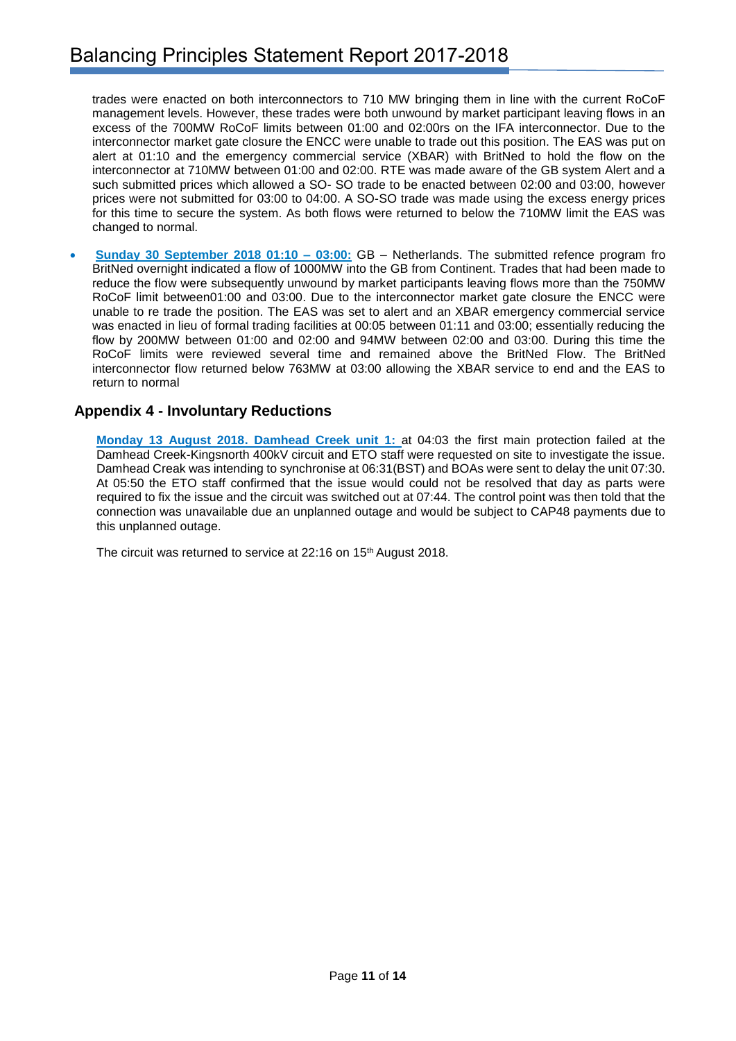trades were enacted on both interconnectors to 710 MW bringing them in line with the current RoCoF management levels. However, these trades were both unwound by market participant leaving flows in an excess of the 700MW RoCoF limits between 01:00 and 02:00rs on the IFA interconnector. Due to the interconnector market gate closure the ENCC were unable to trade out this position. The EAS was put on alert at 01:10 and the emergency commercial service (XBAR) with BritNed to hold the flow on the interconnector at 710MW between 01:00 and 02:00. RTE was made aware of the GB system Alert and a such submitted prices which allowed a SO- SO trade to be enacted between 02:00 and 03:00, however prices were not submitted for 03:00 to 04:00. A SO-SO trade was made using the excess energy prices for this time to secure the system. As both flows were returned to below the 710MW limit the EAS was changed to normal.

- **Sunday 30 September 2018 01:10 – 03:00:** GB – Netherlands. The submitted refence program fro BritNed overnight indicated a flow of 1000MW into the GB from Continent. Trades that had been made to reduce the flow were subsequently unwound by market participants leaving flows more than the 750MW RoCoF limit between01:00 and 03:00. Due to the interconnector market gate closure the ENCC were unable to re trade the position. The EAS was set to alert and an XBAR emergency commercial service was enacted in lieu of formal trading facilities at 00:05 between 01:11 and 03:00; essentially reducing the flow by 200MW between 01:00 and 02:00 and 94MW between 02:00 and 03:00. During this time the RoCoF limits were reviewed several time and remained above the BritNed Flow. The BritNed interconnector flow returned below 763MW at 03:00 allowing the XBAR service to end and the EAS to return to normal

## Appendix 4 - Involuntary Reductions

**Monday 13 August 2018. Damhead Creek unit 1:** at 04:03 the first main protection failed at the Damhead Creek-Kingsnorth 400kV circuit and ETO staff were requested on site to investigate the issue. Damhead Creak was intending to synchronise at 06:31(BST) and BOAs were sent to delay the unit 07:30. At 05:50 the ETO staff confirmed that the issue would could not be resolved that day as parts were required to fix the issue and the circuit was switched out at 07:44. The control point was then told that the connection was unavailable due an unplanned outage and would be subject to CAP48 payments due to this unplanned outage.

The circuit was returned to service at 22:16 on 15th August 2018.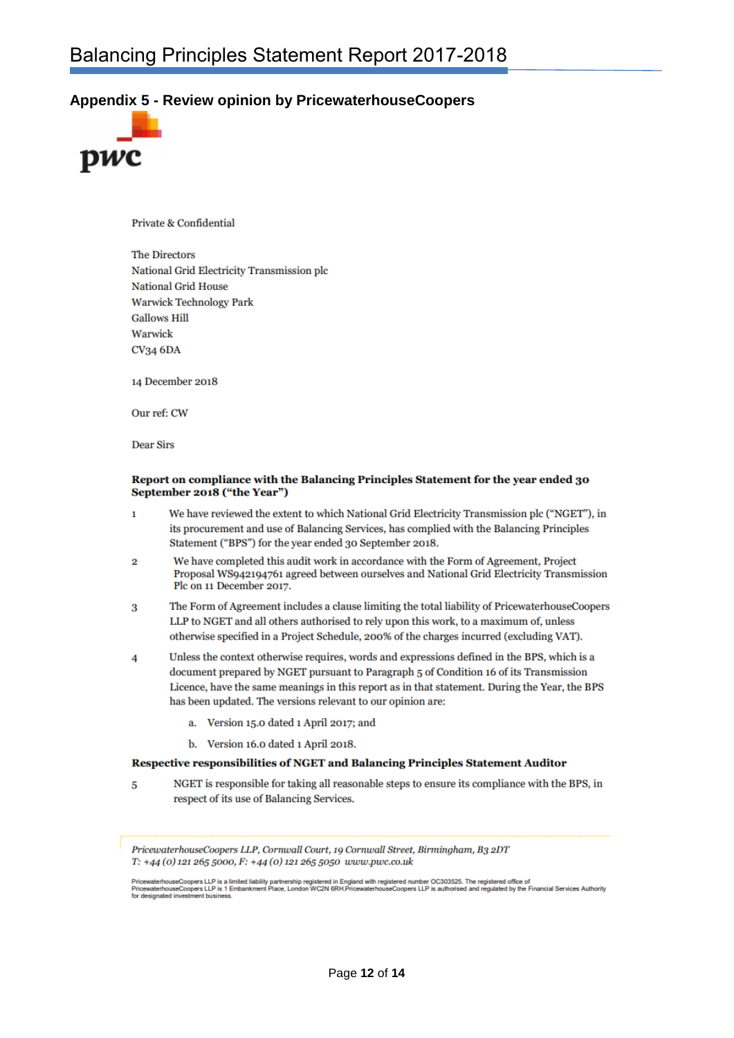## Appendix 5 - Review opinion by PricewaterhouseCoopers

pwc

Private & Confidential

The Directors
National Grid Electricity Transmission plc
National Grid House
Warwick Technology Park
Gallows Hill
Warwick
CV34 6DA

14 December 2018

Our ref: CW

Dear Sirs

**Report on compliance with the Balancing Principles Statement for the year ended 30 September 2018 ("the Year")**

1. We have reviewed the extent to which National Grid Electricity Transmission plc ("NGET"), in its procurement and use of Balancing Services, has complied with the Balancing Principles Statement ("BPS") for the year ended 30 September 2018.

2. We have completed this audit work in accordance with the Form of Agreement, Project Proposal WS942194761 agreed between ourselves and National Grid Electricity Transmission Plc on 11 December 2017.

3. The Form of Agreement includes a clause limiting the total liability of PricewaterhouseCoopers LLP to NGET and all others authorised to rely upon this work, to a maximum of, unless otherwise specified in a Project Schedule, 200% of the charges incurred (excluding VAT).

4. Unless the context otherwise requires, words and expressions defined in the BPS, which is a document prepared by NGET pursuant to Paragraph 5 of Condition 16 of its Transmission Licence, have the same meanings in this report as in that statement. During the Year, the BPS has been updated. The versions relevant to our opinion are:

   a. Version 15.0 dated 1 April 2017; and

   b. Version 16.0 dated 1 April 2018.

**Respective responsibilities of NGET and Balancing Principles Statement Auditor**

5. NGET is responsible for taking all reasonable steps to ensure its compliance with the BPS, in respect of its use of Balancing Services.

*PricewaterhouseCoopers LLP, Cornwall Court, 19 Cornwall Street, Birmingham, B3 2DT*
*T: +44 (0) 121 265 5000, F: +44 (0) 121 265 5050 www.pwc.co.uk*

PricewaterhouseCoopers LLP is a limited liability partnership registered in England with registered number OC303525. The registered office of PricewaterhouseCoopers LLP is 1 Embankment Place, London WC2N 6RH.PricewaterhouseCoopers LLP is authorised and regulated by the Financial Services Authority for designated investment business.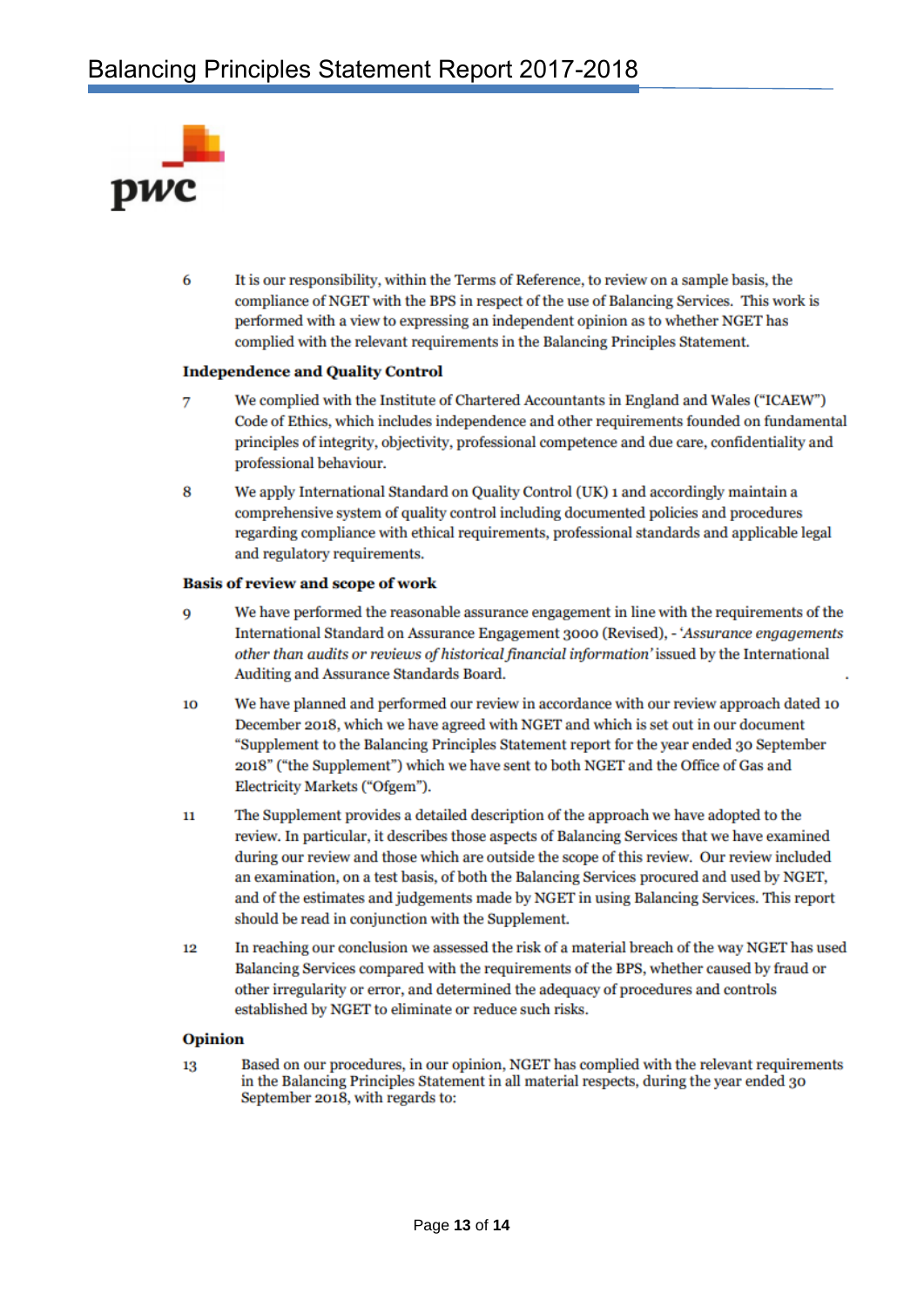6 It is our responsibility, within the Terms of Reference, to review on a sample basis, the compliance of NGET with the BPS in respect of the use of Balancing Services. This work is performed with a view to expressing an independent opinion as to whether NGET has complied with the relevant requirements in the Balancing Principles Statement.

**Independence and Quality Control**

7 We complied with the Institute of Chartered Accountants in England and Wales ("ICAEW") Code of Ethics, which includes independence and other requirements founded on fundamental principles of integrity, objectivity, professional competence and due care, confidentiality and professional behaviour.

8 We apply International Standard on Quality Control (UK) 1 and accordingly maintain a comprehensive system of quality control including documented policies and procedures regarding compliance with ethical requirements, professional standards and applicable legal and regulatory requirements.

**Basis of review and scope of work**

9 We have performed the reasonable assurance engagement in line with the requirements of the International Standard on Assurance Engagement 3000 (Revised), - '*Assurance engagements other than audits or reviews of historical financial information*' issued by the International Auditing and Assurance Standards Board.

10 We have planned and performed our review in accordance with our review approach dated 10 December 2018, which we have agreed with NGET and which is set out in our document "Supplement to the Balancing Principles Statement report for the year ended 30 September 2018" ("the Supplement") which we have sent to both NGET and the Office of Gas and Electricity Markets ("Ofgem").

11 The Supplement provides a detailed description of the approach we have adopted to the review. In particular, it describes those aspects of Balancing Services that we have examined during our review and those which are outside the scope of this review. Our review included an examination, on a test basis, of both the Balancing Services procured and used by NGET, and of the estimates and judgements made by NGET in using Balancing Services. This report should be read in conjunction with the Supplement.

12 In reaching our conclusion we assessed the risk of a material breach of the way NGET has used Balancing Services compared with the requirements of the BPS, whether caused by fraud or other irregularity or error, and determined the adequacy of procedures and controls established by NGET to eliminate or reduce such risks.

**Opinion**

13 Based on our procedures, in our opinion, NGET has complied with the relevant requirements in the Balancing Principles Statement in all material respects, during the year ended 30 September 2018, with regards to: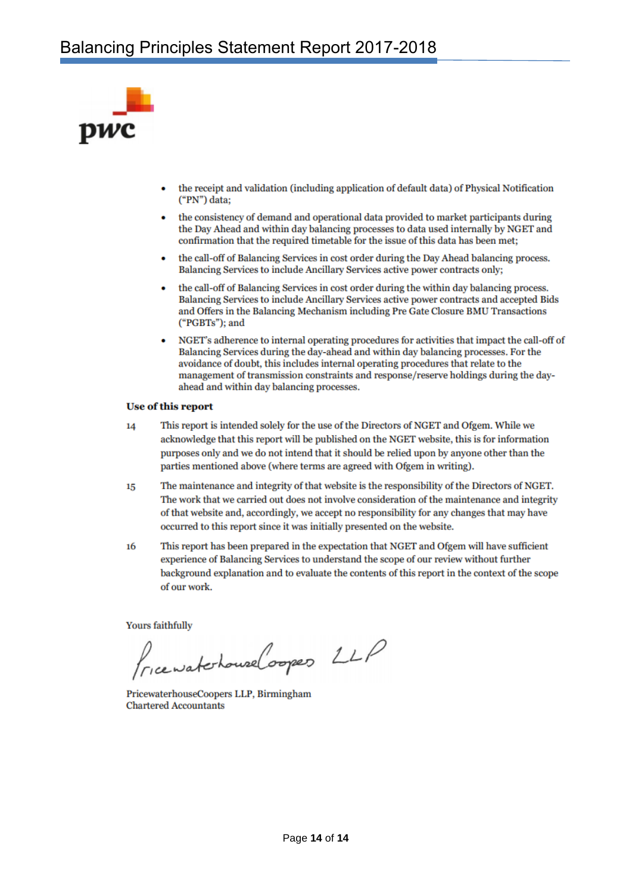- the receipt and validation (including application of default data) of Physical Notification ("PN") data;
- the consistency of demand and operational data provided to market participants during the Day Ahead and within day balancing processes to data used internally by NGET and confirmation that the required timetable for the issue of this data has been met;
- the call-off of Balancing Services in cost order during the Day Ahead balancing process. Balancing Services to include Ancillary Services active power contracts only;
- the call-off of Balancing Services in cost order during the within day balancing process. Balancing Services to include Ancillary Services active power contracts and accepted Bids and Offers in the Balancing Mechanism including Pre Gate Closure BMU Transactions ("PGBTs"); and
- NGET's adherence to internal operating procedures for activities that impact the call-off of Balancing Services during the day-ahead and within day balancing processes. For the avoidance of doubt, this includes internal operating procedures that relate to the management of transmission constraints and response/reserve holdings during the day-ahead and within day balancing processes.

**Use of this report**

14 This report is intended solely for the use of the Directors of NGET and Ofgem. While we acknowledge that this report will be published on the NGET website, this is for information purposes only and we do not intend that it should be relied upon by anyone other than the parties mentioned above (where terms are agreed with Ofgem in writing).

15 The maintenance and integrity of that website is the responsibility of the Directors of NGET. The work that we carried out does not involve consideration of the maintenance and integrity of that website and, accordingly, we accept no responsibility for any changes that may have occurred to this report since it was initially presented on the website.

16 This report has been prepared in the expectation that NGET and Ofgem will have sufficient experience of Balancing Services to understand the scope of our review without further background explanation and to evaluate the contents of this report in the context of the scope of our work.

Yours faithfully

PricewaterhouseCoopers LLP

PricewaterhouseCoopers LLP, Birmingham
Chartered Accountants